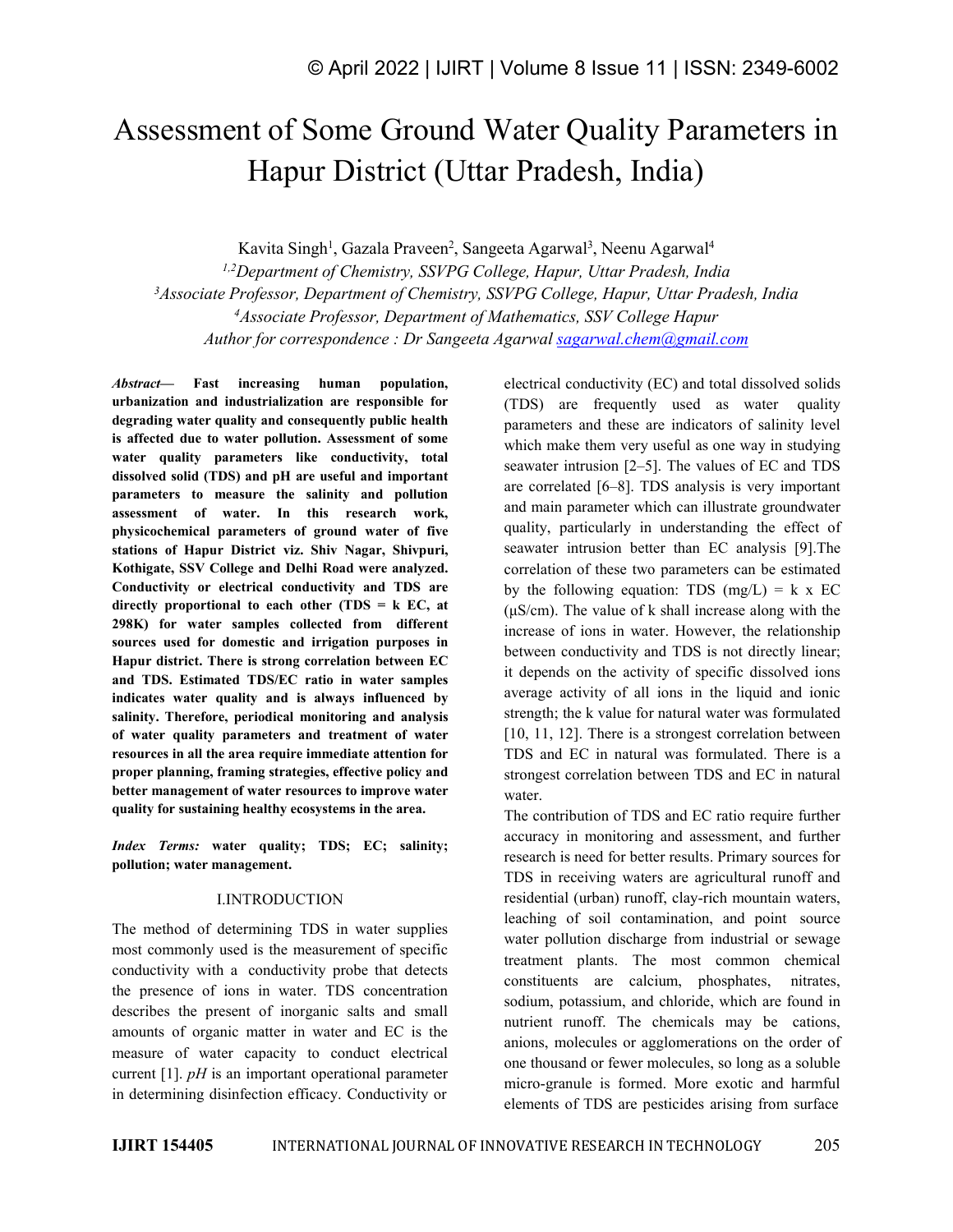# Assessment of Some Ground Water Quality Parameters in Hapur District (Uttar Pradesh, India)

Kavita Singh[1], Gazala Praveen[2], Sangeeta Agarwal[3], Neenu Agarwal[4]

[1,2]Department of Chemistry, SSVPG College, Hapur, Uttar Pradesh, India

[3]Associate Professor, Department of Chemistry, SSVPG College, Hapur, Uttar Pradesh, India

[4]Associate Professor, Department of Mathematics, SSV College Hapur

Author for correspondence : Dr Sangeeta Agarwal sagarwal.chem@gmail.com

***Abstract*— Fast increasing human population, urbanization and industrialization are responsible for degrading water quality and consequently public health is affected due to water pollution. Assessment of some water quality parameters like conductivity, total dissolved solid (TDS) and pH are useful and important parameters to measure the salinity and pollution assessment of water. In this research work, physicochemical parameters of ground water of five stations of Hapur District viz. Shiv Nagar, Shivpuri, Kothigate, SSV College and Delhi Road were analyzed. Conductivity or electrical conductivity and TDS are directly proportional to each other (TDS = k EC, at 298K) for water samples collected from different sources used for domestic and irrigation purposes in Hapur district. There is strong correlation between EC and TDS. Estimated TDS/EC ratio in water samples indicates water quality and is always influenced by salinity. Therefore, periodical monitoring and analysis of water quality parameters and treatment of water resources in all the area require immediate attention for proper planning, framing strategies, effective policy and better management of water resources to improve water quality for sustaining healthy ecosystems in the area.**

***Index Terms:*** **water quality; TDS; EC; salinity; pollution; water management.**

## I.INTRODUCTION

The method of determining TDS in water supplies most commonly used is the measurement of specific conductivity with a conductivity probe that detects the presence of ions in water. TDS concentration describes the present of inorganic salts and small amounts of organic matter in water and EC is the measure of water capacity to conduct electrical current [1]. *pH* is an important operational parameter in determining disinfection efficacy. Conductivity or electrical conductivity (EC) and total dissolved solids (TDS) are frequently used as water quality parameters and these are indicators of salinity level which make them very useful as one way in studying seawater intrusion [2–5]. The values of EC and TDS are correlated [6–8]. TDS analysis is very important and main parameter which can illustrate groundwater quality, particularly in understanding the effect of seawater intrusion better than EC analysis [9].The correlation of these two parameters can be estimated by the following equation: TDS (mg/L) = k x EC (µS/cm). The value of k shall increase along with the increase of ions in water. However, the relationship between conductivity and TDS is not directly linear; it depends on the activity of specific dissolved ions average activity of all ions in the liquid and ionic strength; the k value for natural water was formulated [10, 11, 12]. There is a strongest correlation between TDS and EC in natural was formulated. There is a strongest correlation between TDS and EC in natural water.

The contribution of TDS and EC ratio require further accuracy in monitoring and assessment, and further research is need for better results. Primary sources for TDS in receiving waters are agricultural runoff and residential (urban) runoff, clay-rich mountain waters, leaching of soil contamination, and point source water pollution discharge from industrial or sewage treatment plants. The most common chemical constituents are calcium, phosphates, nitrates, sodium, potassium, and chloride, which are found in nutrient runoff. The chemicals may be cations, anions, molecules or agglomerations on the order of one thousand or fewer molecules, so long as a soluble micro-granule is formed. More exotic and harmful elements of TDS are pesticides arising from surface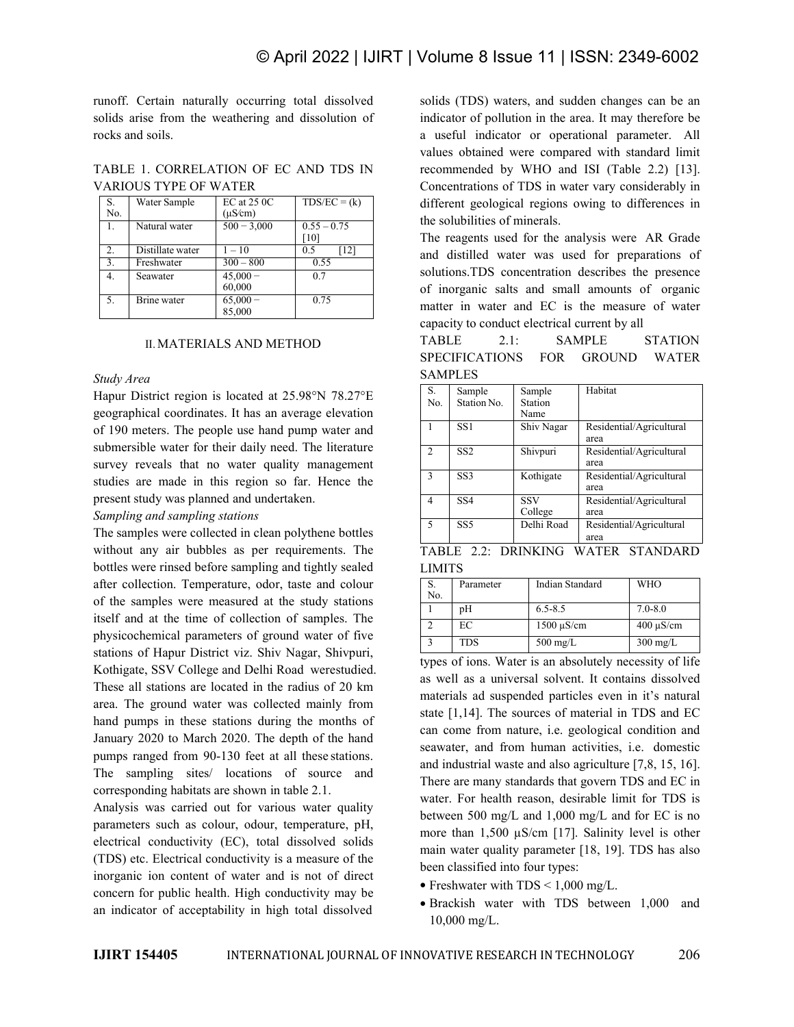runoff. Certain naturally occurring total dissolved solids arise from the weathering and dissolution of rocks and soils.

TABLE 1. CORRELATION OF EC AND TDS IN VARIOUS TYPE OF WATER

| S. No. | Water Sample | EC at 25 0C (μS/cm) | TDS/EC = (k) |
|---|---|---|---|
| 1. | Natural water | 500 − 3,000 | 0.55 – 0.75 [10] |
| 2. | Distillate water | 1 – 10 | 0.5 [12] |
| 3. | Freshwater | 300 – 800 | 0.55 |
| 4. | Seawater | 45,000 − 60,000 | 0.7 |
| 5. | Brine water | 65,000 − 85,000 | 0.75 |

## II. MATERIALS AND METHOD

*Study Area*

Hapur District region is located at 25.98°N 78.27°E geographical coordinates. It has an average elevation of 190 meters. The people use hand pump water and submersible water for their daily need. The literature survey reveals that no water quality management studies are made in this region so far. Hence the present study was planned and undertaken.

*Sampling and sampling stations*

The samples were collected in clean polythene bottles without any air bubbles as per requirements. The bottles were rinsed before sampling and tightly sealed after collection. Temperature, odor, taste and colour of the samples were measured at the study stations itself and at the time of collection of samples. The physicochemical parameters of ground water of five stations of Hapur District viz. Shiv Nagar, Shivpuri, Kothigate, SSV College and Delhi Road werestudied. These all stations are located in the radius of 20 km area. The ground water was collected mainly from hand pumps in these stations during the months of January 2020 to March 2020. The depth of the hand pumps ranged from 90-130 feet at all these stations. The sampling sites/ locations of source and corresponding habitats are shown in table 2.1.

Analysis was carried out for various water quality parameters such as colour, odour, temperature, pH, electrical conductivity (EC), total dissolved solids (TDS) etc. Electrical conductivity is a measure of the inorganic ion content of water and is not of direct concern for public health. High conductivity may be an indicator of acceptability in high total dissolved solids (TDS) waters, and sudden changes can be an indicator of pollution in the area. It may therefore be a useful indicator or operational parameter. All values obtained were compared with standard limit recommended by WHO and ISI (Table 2.2) [13]. Concentrations of TDS in water vary considerably in different geological regions owing to differences in the solubilities of minerals.

The reagents used for the analysis were AR Grade and distilled water was used for preparations of solutions.TDS concentration describes the presence of inorganic salts and small amounts of organic matter in water and EC is the measure of water capacity to conduct electrical current by all types of ions. Water is an absolutely necessity of life as well as a universal solvent. It contains dissolved materials ad suspended particles even in it's natural state [1,14]. The sources of material in TDS and EC can come from nature, i.e. geological condition and seawater, and from human activities, i.e. domestic and industrial waste and also agriculture [7,8, 15, 16]. There are many standards that govern TDS and EC in water. For health reason, desirable limit for TDS is between 500 mg/L and 1,000 mg/L and for EC is no more than 1,500 µS/cm [17]. Salinity level is other main water quality parameter [18, 19]. TDS has also been classified into four types:

- Freshwater with TDS < 1,000 mg/L.
- Brackish water with TDS between 1,000 and 10,000 mg/L.

TABLE 2.1: SAMPLE STATION SPECIFICATIONS FOR GROUND WATER SAMPLES

| S. No. | Sample Station No. | Sample Station Name | Habitat |
|---|---|---|---|
| 1 | SS1 | Shiv Nagar | Residential/Agricultural area |
| 2 | SS2 | Shivpuri | Residential/Agricultural area |
| 3 | SS3 | Kothigate | Residential/Agricultural area |
| 4 | SS4 | SSV College | Residential/Agricultural area |
| 5 | SS5 | Delhi Road | Residential/Agricultural area |

TABLE 2.2: DRINKING WATER STANDARD LIMITS

| S. No. | Parameter | Indian Standard | WHO |
|---|---|---|---|
| 1 | pH | 6.5-8.5 | 7.0-8.0 |
| 2 | EC | 1500 µS/cm | 400 µS/cm |
| 3 | TDS | 500 mg/L | 300 mg/L |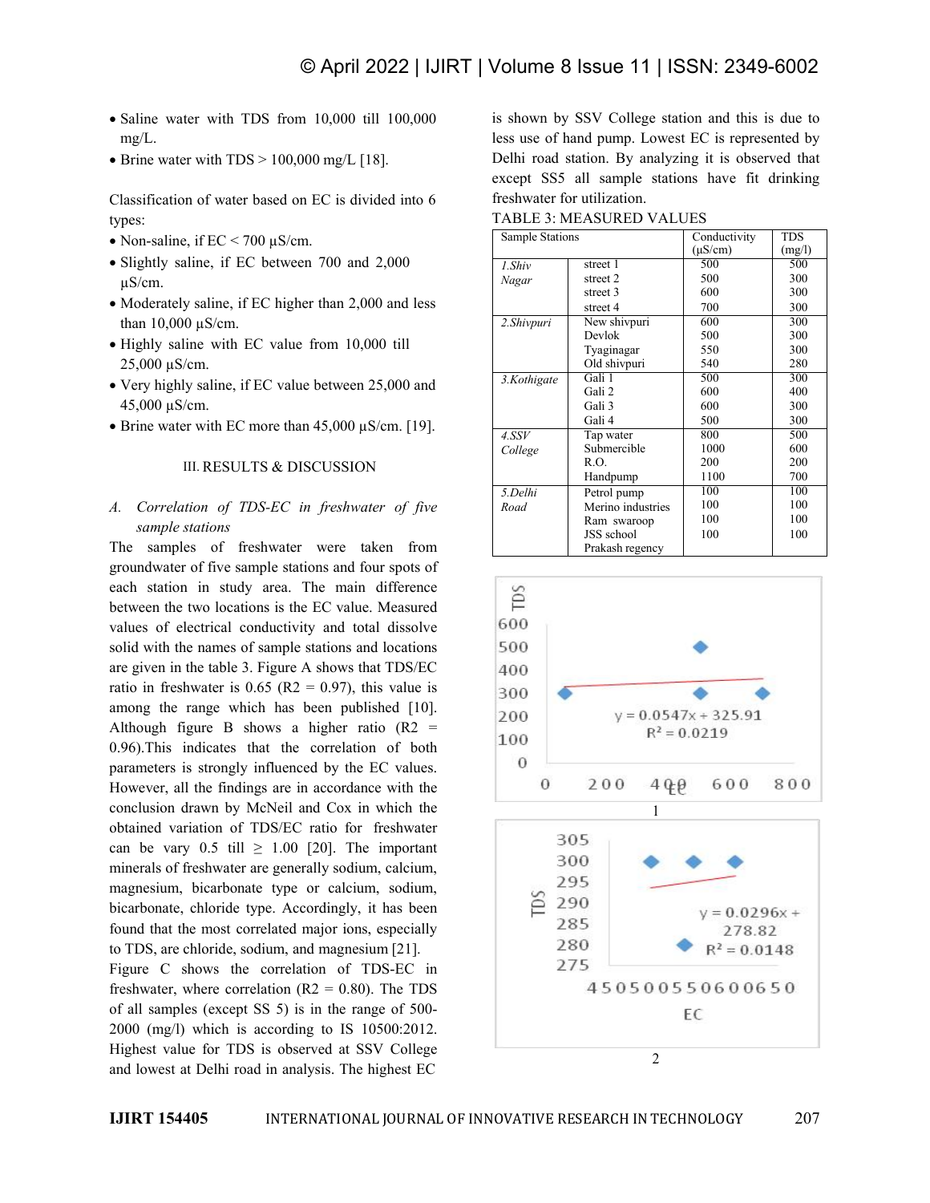- Saline water with TDS from 10,000 till 100,000 mg/L.
- Brine water with TDS > 100,000 mg/L [18].

Classification of water based on EC is divided into 6 types:

- Non-saline, if EC < 700 µS/cm.
- Slightly saline, if EC between 700 and 2,000 µS/cm.
- Moderately saline, if EC higher than 2,000 and less than 10,000 µS/cm.
- Highly saline with EC value from 10,000 till 25,000 µS/cm.
- Very highly saline, if EC value between 25,000 and 45,000 µS/cm.
- Brine water with EC more than 45,000 µS/cm. [19].

## III. RESULTS & DISCUSSION

### *A. Correlation of TDS-EC in freshwater of five sample stations*

The samples of freshwater were taken from groundwater of five sample stations and four spots of each station in study area. The main difference between the two locations is the EC value. Measured values of electrical conductivity and total dissolve solid with the names of sample stations and locations are given in the table 3. Figure A shows that TDS/EC ratio in freshwater is 0.65 ($R2$ = 0.97), this value is among the range which has been published [10]. Although figure B shows a higher ratio ($R2$ = 0.96).This indicates that the correlation of both parameters is strongly influenced by the EC values. However, all the findings are in accordance with the conclusion drawn by McNeil and Cox in which the obtained variation of TDS/EC ratio for freshwater can be vary 0.5 till ≥ 1.00 [20]. The important minerals of freshwater are generally sodium, calcium, magnesium, bicarbonate type or calcium, sodium, bicarbonate, chloride type. Accordingly, it has been found that the most correlated major ions, especially to TDS, are chloride, sodium, and magnesium [21]. Figure C shows the correlation of TDS-EC in freshwater, where correlation ($R2$ = 0.80). The TDS of all samples (except SS 5) is in the range of 500-2000 (mg/l) which is according to IS 10500:2012. Highest value for TDS is observed at SSV College and lowest at Delhi road in analysis. The highest EC is shown by SSV College station and this is due to less use of hand pump. Lowest EC is represented by Delhi road station. By analyzing it is observed that except SS5 all sample stations have fit drinking freshwater for utilization.

TABLE 3: MEASURED VALUES

| Sample Stations | | Conductivity (µS/cm) | TDS (mg/l) |
|---|---|---|---|
| *1.Shiv Nagar* | street 1 | 500 | 500 |
| | street 2 | 500 | 300 |
| | street 3 | 600 | 300 |
| | street 4 | 700 | 300 |
| *2.Shivpuri* | New shivpuri | 600 | 300 |
| | Devlok | 500 | 300 |
| | Tyaginagar | 550 | 300 |
| | Old shivpuri | 540 | 280 |
| *3.Kothigate* | Gali 1 | 500 | 300 |
| | Gali 2 | 600 | 400 |
| | Gali 3 | 600 | 300 |
| | Gali 4 | 500 | 300 |
| *4.SSV College* | Tap water | 800 | 500 |
| | Submercible | 1000 | 600 |
| | R.O. | 200 | 200 |
| | Handpump | 1100 | 700 |
| *5.Delhi Road* | Petrol pump | 100 | 100 |
| | Merino industries | 100 | 100 |
| | Ram swaroop | 100 | 100 |
| | JSS school | 100 | 100 |
| | Prakash regency | | |

1

2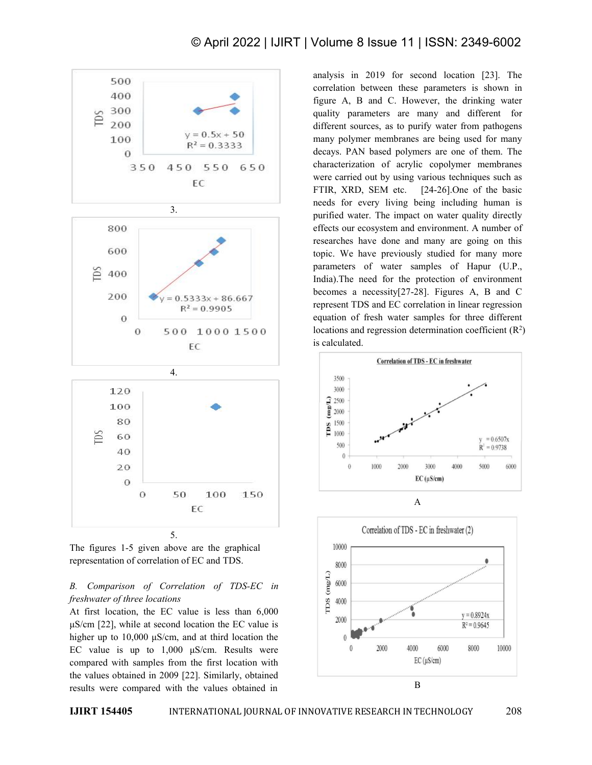3.

4.

5.

The figures 1-5 given above are the graphical representation of correlation of EC and TDS.

*B. Comparison of Correlation of TDS-EC in freshwater of three locations*

At first location, the EC value is less than 6,000 µS/cm [22], while at second location the EC value is higher up to 10,000 µS/cm, and at third location the EC value is up to 1,000 µS/cm. Results were compared with samples from the first location with the values obtained in 2009 [22]. Similarly, obtained results were compared with the values obtained in analysis in 2019 for second location [23]. The correlation between these parameters is shown in figure A, B and C. However, the drinking water quality parameters are many and different for different sources, as to purify water from pathogens many polymer membranes are being used for many decays. PAN based polymers are one of them. The characterization of acrylic copolymer membranes were carried out by using various techniques such as FTIR, XRD, SEM etc. [24-26].One of the basic needs for every living being including human is purified water. The impact on water quality directly effects our ecosystem and environment. A number of researches have done and many are going on this topic. We have previously studied for many more parameters of water samples of Hapur (U.P., India).The need for the protection of environment becomes a necessity[27-28]. Figures A, B and C represent TDS and EC correlation in linear regression equation of fresh water samples for three different locations and regression determination coefficient ($R^2$) is calculated.

A

B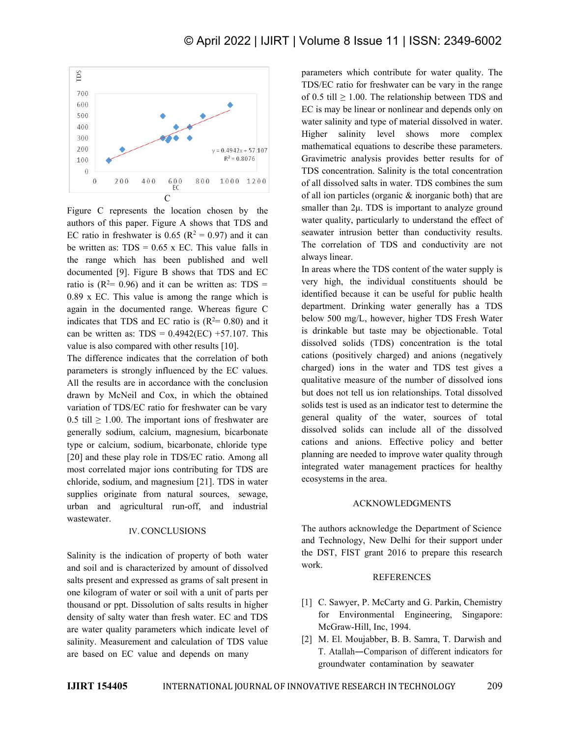C

Figure C represents the location chosen by the authors of this paper. Figure A shows that TDS and EC ratio in freshwater is 0.65 ($R^2$ = 0.97) and it can be written as: TDS = 0.65 x EC. This value falls in the range which has been published and well documented [9]. Figure B shows that TDS and EC ratio is ($R^2$= 0.96) and it can be written as: TDS = 0.89 x EC. This value is among the range which is again in the documented range. Whereas figure C indicates that TDS and EC ratio is ($R^2$= 0.80) and it can be written as: TDS = 0.4942(EC) +57.107. This value is also compared with other results [10].

The difference indicates that the correlation of both parameters is strongly influenced by the EC values. All the results are in accordance with the conclusion drawn by McNeil and Cox, in which the obtained variation of TDS/EC ratio for freshwater can be vary 0.5 till ≥ 1.00. The important ions of freshwater are generally sodium, calcium, magnesium, bicarbonate type or calcium, sodium, bicarbonate, chloride type [20] and these play role in TDS/EC ratio. Among all most correlated major ions contributing for TDS are chloride, sodium, and magnesium [21]. TDS in water supplies originate from natural sources, sewage, urban and agricultural run-off, and industrial wastewater.

## IV. CONCLUSIONS

Salinity is the indication of property of both water and soil and is characterized by amount of dissolved salts present and expressed as grams of salt present in one kilogram of water or soil with a unit of parts per thousand or ppt. Dissolution of salts results in higher density of salty water than fresh water. EC and TDS are water quality parameters which indicate level of salinity. Measurement and calculation of TDS value are based on EC value and depends on many parameters which contribute for water quality. The TDS/EC ratio for freshwater can be vary in the range of 0.5 till ≥ 1.00. The relationship between TDS and EC is may be linear or nonlinear and depends only on water salinity and type of material dissolved in water. Higher salinity level shows more complex mathematical equations to describe these parameters. Gravimetric analysis provides better results for of TDS concentration. Salinity is the total concentration of all dissolved salts in water. TDS combines the sum of all ion particles (organic & inorganic both) that are smaller than 2μ. TDS is important to analyze ground water quality, particularly to understand the effect of seawater intrusion better than conductivity results. The correlation of TDS and conductivity are not always linear.

In areas where the TDS content of the water supply is very high, the individual constituents should be identified because it can be useful for public health department. Drinking water generally has a TDS below 500 mg/L, however, higher TDS Fresh Water is drinkable but taste may be objectionable. Total dissolved solids (TDS) concentration is the total cations (positively charged) and anions (negatively charged) ions in the water and TDS test gives a qualitative measure of the number of dissolved ions but does not tell us ion relationships. Total dissolved solids test is used as an indicator test to determine the general quality of the water, sources of total dissolved solids can include all of the dissolved cations and anions. Effective policy and better planning are needed to improve water quality through integrated water management practices for healthy ecosystems in the area.

## ACKNOWLEDGMENTS

The authors acknowledge the Department of Science and Technology, New Delhi for their support under the DST, FIST grant 2016 to prepare this research work.

## REFERENCES

[1] C. Sawyer, P. McCarty and G. Parkin, Chemistry for Environmental Engineering, Singapore: McGraw-Hill, Inc, 1994.

[2] M. El. Moujabber, B. B. Samra, T. Darwish and T. Atallah―Comparison of different indicators for groundwater contamination by seawater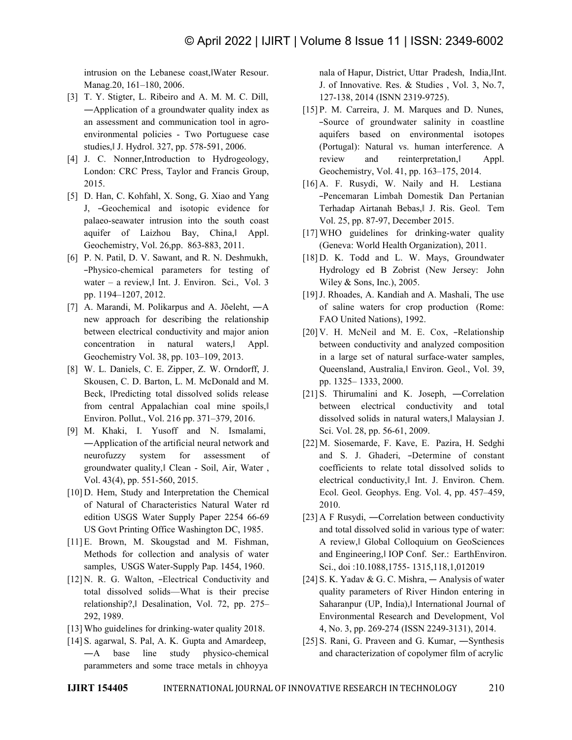intrusion on the Lebanese coast,‖Water Resour. Manag.20, 161–180, 2006.

[3] T. Y. Stigter, L. Ribeiro and A. M. M. C. Dill, ―Application of a groundwater quality index as an assessment and communication tool in agro-environmental policies - Two Portuguese case studies,‖ J. Hydrol. 327, pp. 578-591, 2006.

[4] J. C. Nonner,Introduction to Hydrogeology, London: CRC Press, Taylor and Francis Group, 2015.

[5] D. Han, C. Kohfahl, X. Song, G. Xiao and Yang J, ―Geochemical and isotopic evidence for palaeo-seawater intrusion into the south coast aquifer of Laizhou Bay, China,‖ Appl. Geochemistry, Vol. 26,pp. 863-883, 2011.

[6] P. N. Patil, D. V. Sawant, and R. N. Deshmukh, ―Physico-chemical parameters for testing of water – a review,‖ Int. J. Environ. Sci., Vol. 3 pp. 1194–1207, 2012.

[7] A. Marandi, M. Polikarpus and A. Jõeleht, ―A new approach for describing the relationship between electrical conductivity and major anion concentration in natural waters,‖ Appl. Geochemistry Vol. 38, pp. 103–109, 2013.

[8] W. L. Daniels, C. E. Zipper, Z. W. Orndorff, J. Skousen, C. D. Barton, L. M. McDonald and M. Beck, ‖Predicting total dissolved solids release from central Appalachian coal mine spoils,‖ Environ. Pollut., Vol. 216 pp. 371–379, 2016.

[9] M. Khaki, I. Yusoff and N. Ismalami, ―Application of the artificial neural network and neurofuzzy system for assessment of groundwater quality,‖ Clean - Soil, Air, Water , Vol. 43(4), pp. 551-560, 2015.

[10] D. Hem, Study and Interpretation the Chemical of Natural of Characteristics Natural Water rd edition USGS Water Supply Paper 2254 66-69 US Govt Printing Office Washington DC, 1985.

[11] E. Brown, M. Skougstad and M. Fishman, Methods for collection and analysis of water samples, USGS Water-Supply Pap. 1454, 1960.

[12] N. R. G. Walton, ―Electrical Conductivity and total dissolved solids—What is their precise relationship?,‖ Desalination, Vol. 72, pp. 275–292, 1989.

[13] Who guidelines for drinking-water quality 2018.

[14] S. agarwal, S. Pal, A. K. Gupta and Amardeep, ―A base line study physico-chemical parammeters and some trace metals in chhoyya nala of Hapur, District, Uttar Pradesh, India,‖Int. J. of Innovative. Res. & Studies , Vol. 3, No.7, 127-138, 2014 (ISSN 2319-9725).

[15] P. M. Carreira, J. M. Marques and D. Nunes, ―Source of groundwater salinity in coastline aquifers based on environmental isotopes (Portugal): Natural vs. human interference. A review and reinterpretation,‖ Appl. Geochemistry, Vol. 41, pp. 163–175, 2014.

[16] A. F. Rusydi, W. Naily and H. Lestiana ―Pencemaran Limbah Domestik Dan Pertanian Terhadap Airtanah Bebas,‖ J. Ris. Geol. Tem Vol. 25, pp. 87-97, December 2015.

[17] WHO guidelines for drinking-water quality (Geneva: World Health Organization), 2011.

[18] D. K. Todd and L. W. Mays, Groundwater Hydrology ed B Zobrist (New Jersey: John Wiley & Sons, Inc.), 2005.

[19] J. Rhoades, A. Kandiah and A. Mashali, The use of saline waters for crop production (Rome: FAO United Nations), 1992.

[20] V. H. McNeil and M. E. Cox, ―Relationship between conductivity and analyzed composition in a large set of natural surface-water samples, Queensland, Australia,‖ Environ. Geol., Vol. 39, pp. 1325– 1333, 2000.

[21] S. Thirumalini and K. Joseph, ―Correlation between electrical conductivity and total dissolved solids in natural waters,‖ Malaysian J. Sci. Vol. 28, pp. 56-61, 2009.

[22] M. Siosemarde, F. Kave, E. Pazira, H. Sedghi and S. J. Ghaderi, ―Determine of constant coefficients to relate total dissolved solids to electrical conductivity,‖ Int. J. Environ. Chem. Ecol. Geol. Geophys. Eng. Vol. 4, pp. 457–459, 2010.

[23] A F Rusydi, ―Correlation between conductivity and total dissolved solid in various type of water: A review,‖ Global Colloquium on GeoSciences and Engineering,‖ IOP Conf. Ser.: EarthEnviron. Sci., doi :10.1088,1755- 1315,118,1,012019

[24] S. K. Yadav & G. C. Mishra, ― Analysis of water quality parameters of River Hindon entering in Saharanpur (UP, India),‖ International Journal of Environmental Research and Development, Vol 4, No. 3, pp. 269-274 (ISSN 2249-3131), 2014.

[25] S. Rani, G. Praveen and G. Kumar, ―Synthesis and characterization of copolymer film of acrylic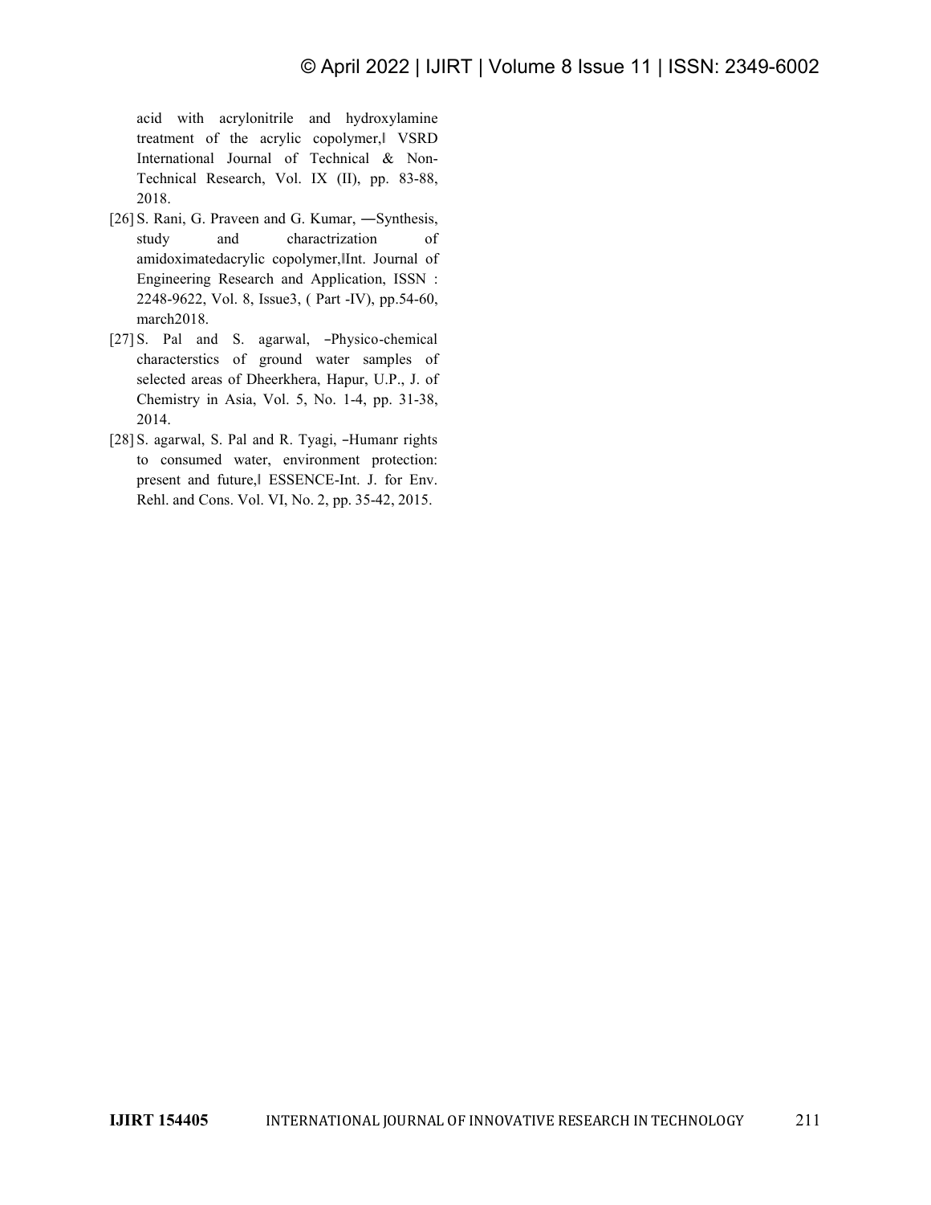acid with acrylonitrile and hydroxylamine treatment of the acrylic copolymer,‖ VSRD International Journal of Technical & Non-Technical Research, Vol. IX (II), pp. 83-88, 2018.

[26] S. Rani, G. Praveen and G. Kumar, ―Synthesis, study and charactrization of amidoximatedacrylic copolymer,‖Int. Journal of Engineering Research and Application, ISSN : 2248-9622, Vol. 8, Issue3, ( Part -IV), pp.54-60, march2018.

[27] S. Pal and S. agarwal, –Physico-chemical characterstics of ground water samples of selected areas of Dheerkhera, Hapur, U.P., J. of Chemistry in Asia, Vol. 5, No. 1-4, pp. 31-38, 2014.

[28] S. agarwal, S. Pal and R. Tyagi, –Humanr rights to consumed water, environment protection: present and future,‖ ESSENCE-Int. J. for Env. Rehl. and Cons. Vol. VI, No. 2, pp. 35-42, 2015.